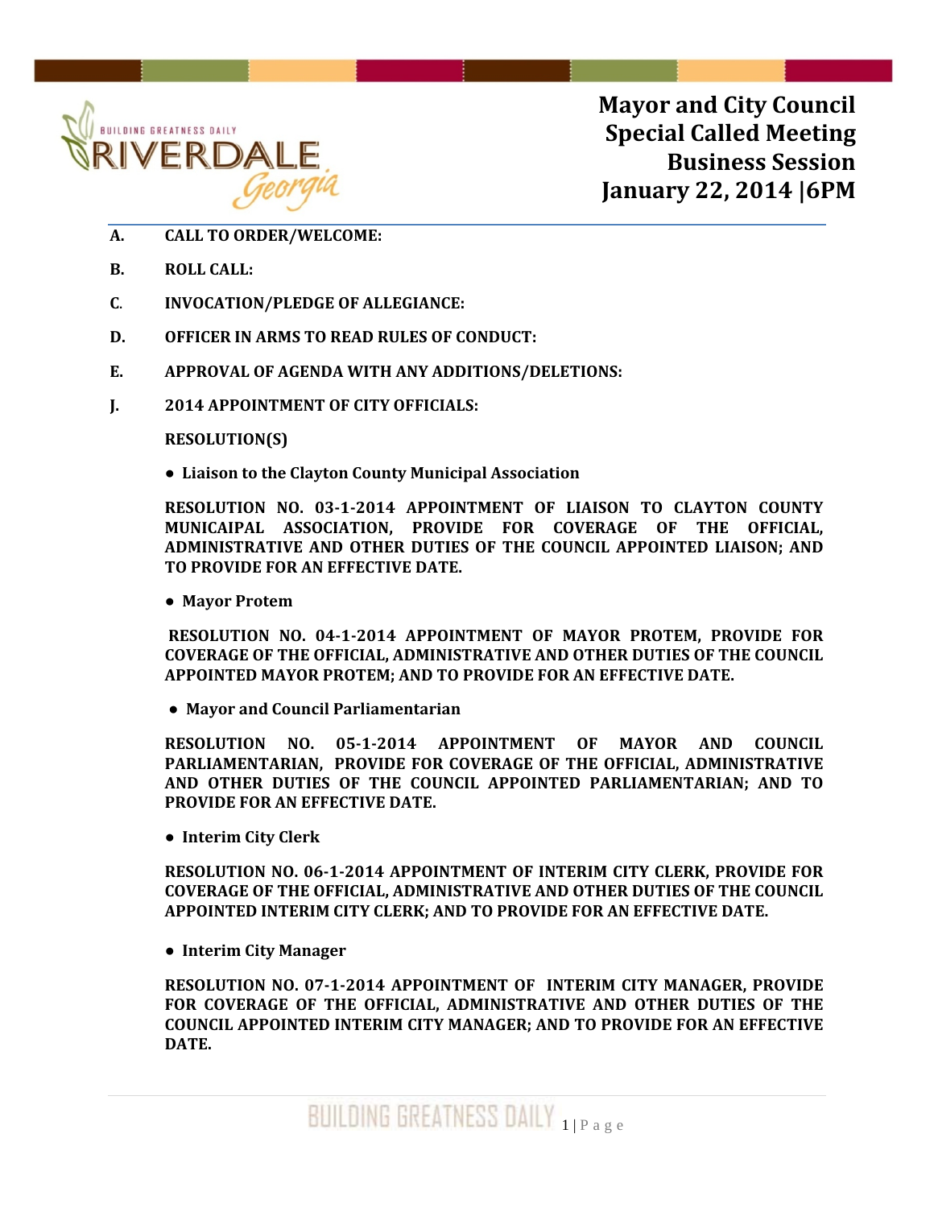# Mayor and City Council Special Called Meeting Business Session January 22, 2014 |6PM

**A. CALL TO ORDER/WELCOME:**

**B. ROLL CALL:**

**C. INVOCATION/PLEDGE OF ALLEGIANCE:**

**D. OFFICER IN ARMS TO READ RULES OF CONDUCT:**

**E. APPROVAL OF AGENDA WITH ANY ADDITIONS/DELETIONS:**

**J. 2014 APPOINTMENT OF CITY OFFICIALS:**

**RESOLUTION(S)**

- **Liaison to the Clayton County Municipal Association**

**RESOLUTION NO. 03-1-2014 APPOINTMENT OF LIAISON TO CLAYTON COUNTY MUNICAIPAL ASSOCIATION, PROVIDE FOR COVERAGE OF THE OFFICIAL, ADMINISTRATIVE AND OTHER DUTIES OF THE COUNCIL APPOINTED LIAISON; AND TO PROVIDE FOR AN EFFECTIVE DATE.**

- **Mayor Protem**

**RESOLUTION NO. 04-1-2014 APPOINTMENT OF MAYOR PROTEM, PROVIDE FOR COVERAGE OF THE OFFICIAL, ADMINISTRATIVE AND OTHER DUTIES OF THE COUNCIL APPOINTED MAYOR PROTEM; AND TO PROVIDE FOR AN EFFECTIVE DATE.**

- **Mayor and Council Parliamentarian**

**RESOLUTION NO. 05-1-2014 APPOINTMENT OF MAYOR AND COUNCIL PARLIAMENTARIAN, PROVIDE FOR COVERAGE OF THE OFFICIAL, ADMINISTRATIVE AND OTHER DUTIES OF THE COUNCIL APPOINTED PARLIAMENTARIAN; AND TO PROVIDE FOR AN EFFECTIVE DATE.**

- **Interim City Clerk**

**RESOLUTION NO. 06-1-2014 APPOINTMENT OF INTERIM CITY CLERK, PROVIDE FOR COVERAGE OF THE OFFICIAL, ADMINISTRATIVE AND OTHER DUTIES OF THE COUNCIL APPOINTED INTERIM CITY CLERK; AND TO PROVIDE FOR AN EFFECTIVE DATE.**

- **Interim City Manager**

**RESOLUTION NO. 07-1-2014 APPOINTMENT OF INTERIM CITY MANAGER, PROVIDE FOR COVERAGE OF THE OFFICIAL, ADMINISTRATIVE AND OTHER DUTIES OF THE COUNCIL APPOINTED INTERIM CITY MANAGER; AND TO PROVIDE FOR AN EFFECTIVE DATE.**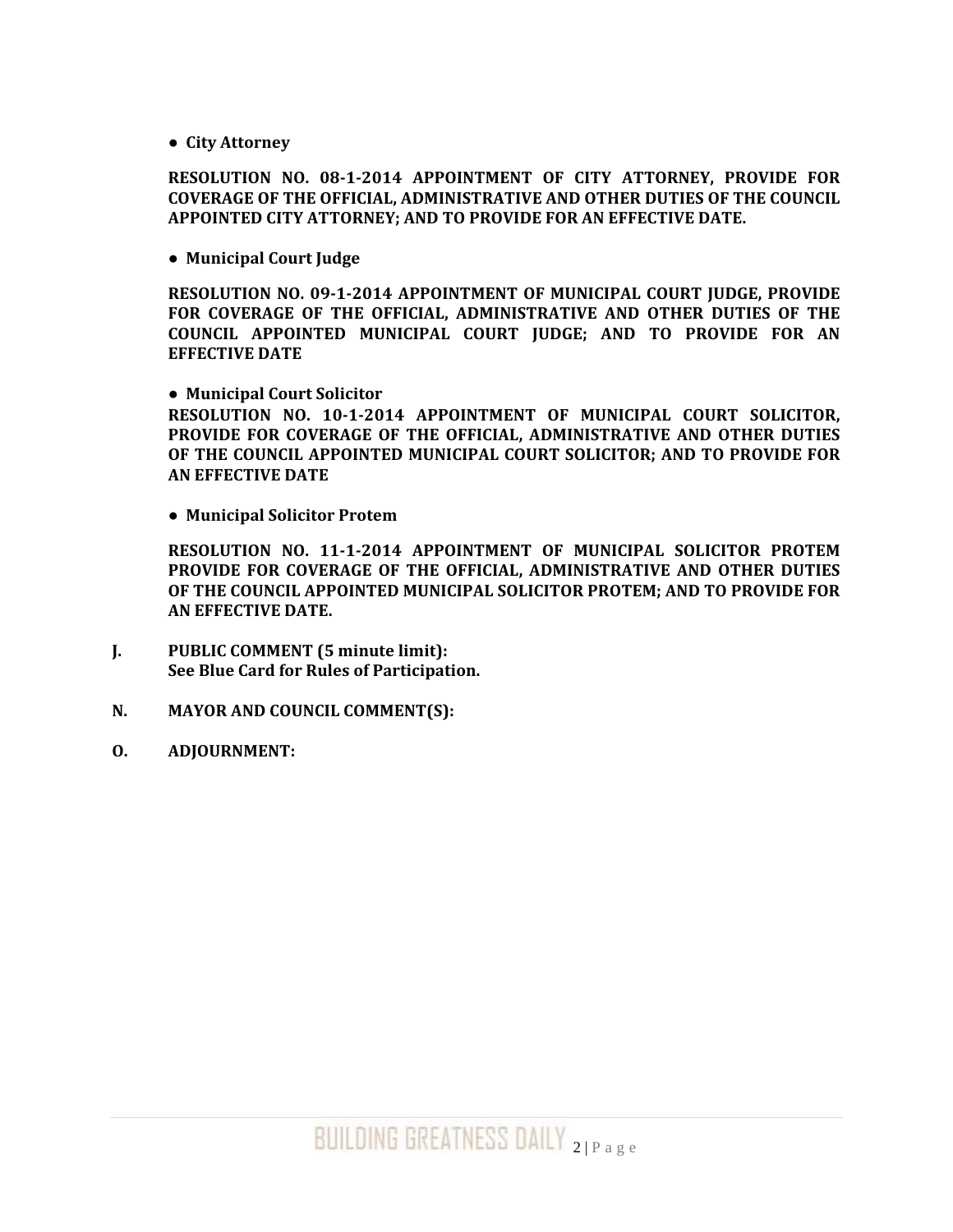- **City Attorney**

**RESOLUTION NO. 08-1-2014 APPOINTMENT OF CITY ATTORNEY, PROVIDE FOR COVERAGE OF THE OFFICIAL, ADMINISTRATIVE AND OTHER DUTIES OF THE COUNCIL APPOINTED CITY ATTORNEY; AND TO PROVIDE FOR AN EFFECTIVE DATE.**

- **Municipal Court Judge**

**RESOLUTION NO. 09-1-2014 APPOINTMENT OF MUNICIPAL COURT JUDGE, PROVIDE FOR COVERAGE OF THE OFFICIAL, ADMINISTRATIVE AND OTHER DUTIES OF THE COUNCIL APPOINTED MUNICIPAL COURT JUDGE; AND TO PROVIDE FOR AN EFFECTIVE DATE**

- **Municipal Court Solicitor**

**RESOLUTION NO. 10-1-2014 APPOINTMENT OF MUNICIPAL COURT SOLICITOR, PROVIDE FOR COVERAGE OF THE OFFICIAL, ADMINISTRATIVE AND OTHER DUTIES OF THE COUNCIL APPOINTED MUNICIPAL COURT SOLICITOR; AND TO PROVIDE FOR AN EFFECTIVE DATE**

- **Municipal Solicitor Protem**

**RESOLUTION NO. 11-1-2014 APPOINTMENT OF MUNICIPAL SOLICITOR PROTEM PROVIDE FOR COVERAGE OF THE OFFICIAL, ADMINISTRATIVE AND OTHER DUTIES OF THE COUNCIL APPOINTED MUNICIPAL SOLICITOR PROTEM; AND TO PROVIDE FOR AN EFFECTIVE DATE.**

**J. PUBLIC COMMENT (5 minute limit):**
**See Blue Card for Rules of Participation.**

**N. MAYOR AND COUNCIL COMMENT(S):**

**O. ADJOURNMENT:**